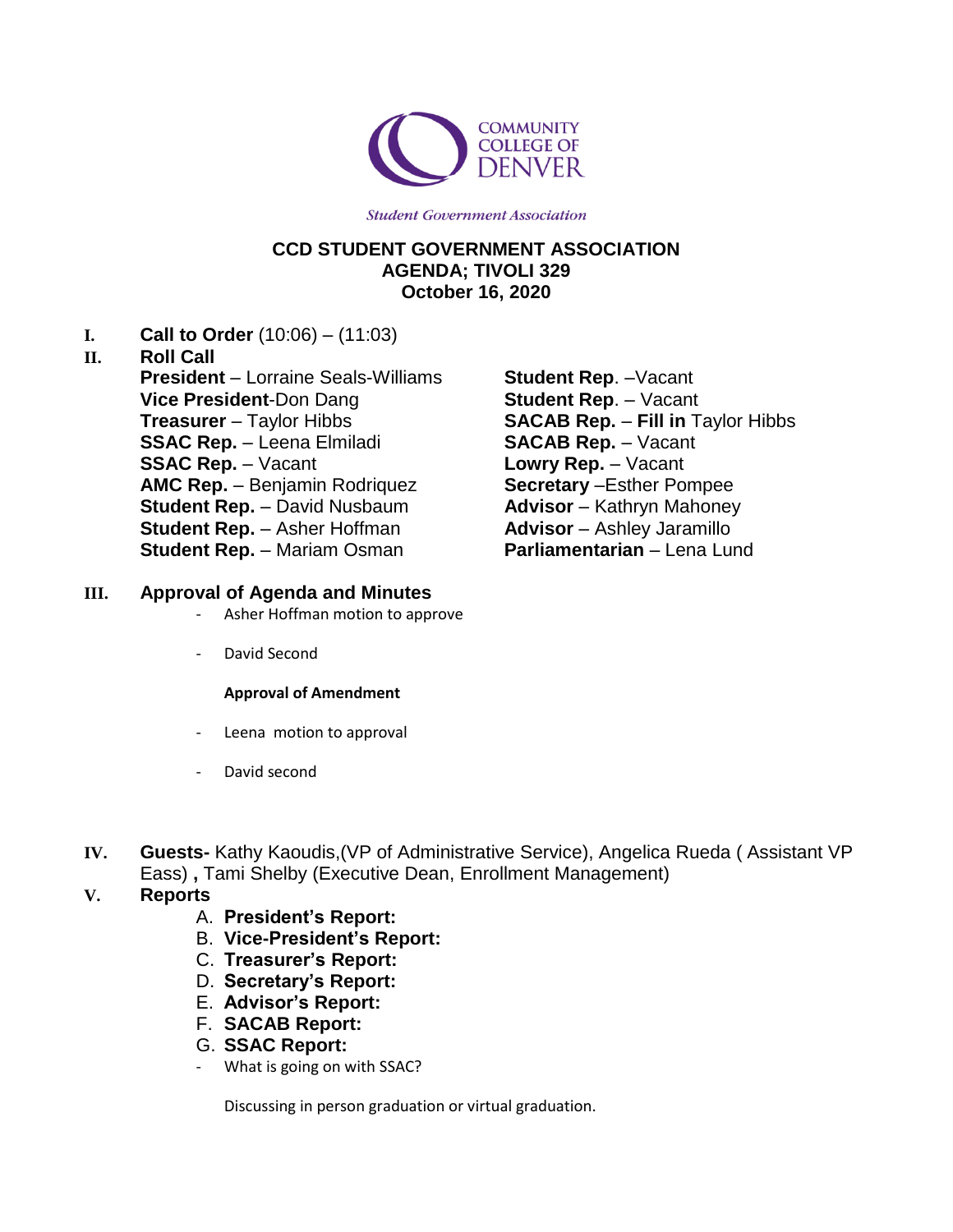COMMUNITY COLLEGE OF DENVER

*Student Government Association*

# CCD STUDENT GOVERNMENT ASSOCIATION
## AGENDA; TIVOLI 329
## October 16, 2020

**I. Call to Order** (10:06) – (11:03)

**II. Roll Call**

**President** – Lorraine Seals-Williams
**Vice President**-Don Dang
**Treasurer** – Taylor Hibbs
**SSAC Rep.** – Leena Elmiladi
**SSAC Rep.** – Vacant
**AMC Rep.** – Benjamin Rodriquez
**Student Rep.** – David Nusbaum
**Student Rep.** – Asher Hoffman
**Student Rep.** – Mariam Osman
**Student Rep**. –Vacant
**Student Rep**. – Vacant
**SACAB Rep.** – **Fill in** Taylor Hibbs
**SACAB Rep.** – Vacant
**Lowry Rep.** – Vacant
**Secretary** –Esther Pompee
**Advisor** – Kathryn Mahoney
**Advisor** – Ashley Jaramillo
**Parliamentarian** – Lena Lund

**III. Approval of Agenda and Minutes**

- Asher Hoffman motion to approve
- David Second

**Approval of Amendment**

- Leena motion to approval
- David second

**IV. Guests-** Kathy Kaoudis,(VP of Administrative Service), Angelica Rueda ( Assistant VP Eass) **,** Tami Shelby (Executive Dean, Enrollment Management)

**V. Reports**

A. **President's Report:**
B. **Vice-President's Report:**
C. **Treasurer's Report:**
D. **Secretary's Report:**
E. **Advisor's Report:**
F. **SACAB Report:**
G. **SSAC Report:**

- What is going on with SSAC?

Discussing in person graduation or virtual graduation.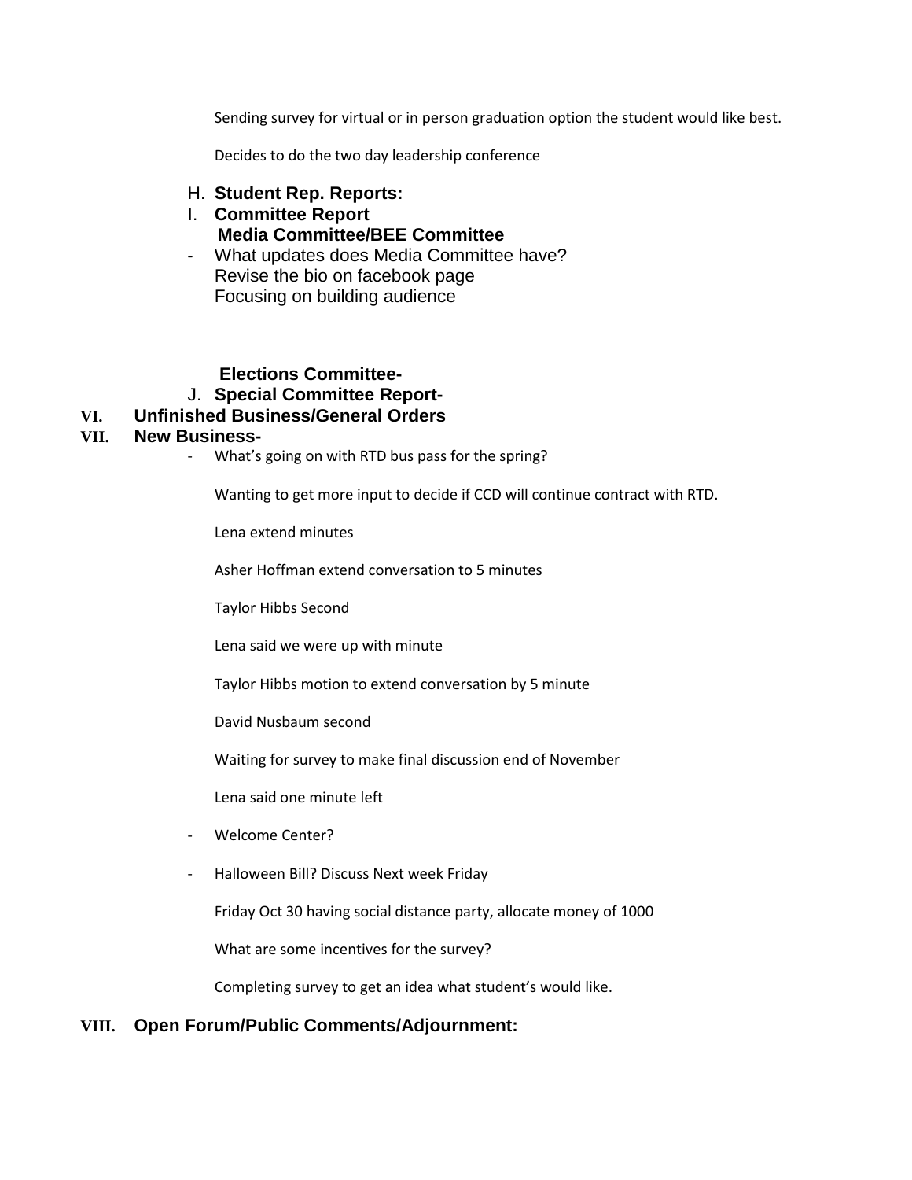Sending survey for virtual or in person graduation option the student would like best.

Decides to do the two day leadership conference

H. **Student Rep. Reports:**

I. **Committee Report**

**Media Committee/BEE Committee**

- What updates does Media Committee have?
  Revise the bio on facebook page
  Focusing on building audience

**Elections Committee-**

J. **Special Committee Report-**

## VI. Unfinished Business/General Orders

## VII. New Business-

- What's going on with RTD bus pass for the spring?

  Wanting to get more input to decide if CCD will continue contract with RTD.

  Lena extend minutes

  Asher Hoffman extend conversation to 5 minutes

  Taylor Hibbs Second

  Lena said we were up with minute

  Taylor Hibbs motion to extend conversation by 5 minute

  David Nusbaum second

  Waiting for survey to make final discussion end of November

  Lena said one minute left

- Welcome Center?

- Halloween Bill? Discuss Next week Friday

  Friday Oct 30 having social distance party, allocate money of 1000

  What are some incentives for the survey?

  Completing survey to get an idea what student's would like.

## VIII. Open Forum/Public Comments/Adjournment: